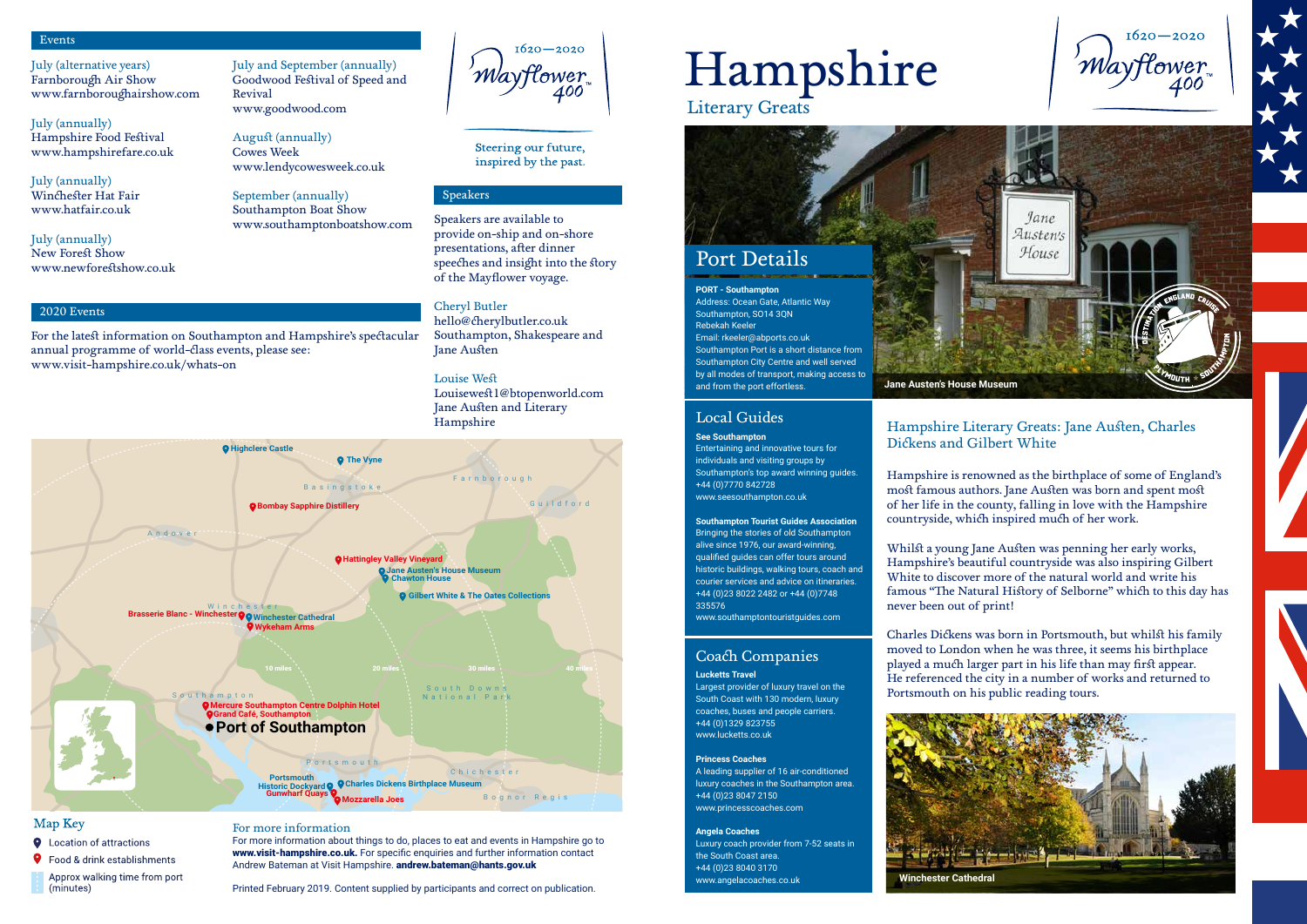## Events

July (alternative years)
Farnborough Air Show
www.farnboroughairshow.com

July (annually)
Hampshire Food Festival
www.hampshirefare.co.uk

July (annually)
Winchester Hat Fair
www.hatfair.co.uk

July (annually)
New Forest Show
www.newforestshow.co.uk

July and September (annually)
Goodwood Festival of Speed and Revival
www.goodwood.com

August (annually)
Cowes Week
www.lendycowesweek.co.uk

September (annually)
Southampton Boat Show
www.southamptonboatshow.com

## 2020 Events

For the latest information on Southampton and Hampshire's spectacular annual programme of world-class events, please see: www.visit-hampshire.co.uk/whats-on

1620—2020 Mayflower 400™

Steering our future, inspired by the past.

## Speakers

Speakers are available to provide on-ship and on-shore presentations, after dinner speeches and insight into the story of the Mayflower voyage.

Cheryl Butler
hello@cherylbutler.co.uk
Southampton, Shakespeare and Jane Austen

Louise West
Louisewest1@btopenworld.com
Jane Austen and Literary Hampshire

Highclere Castle · The Vyne · Basingstoke · Farnborough · Guildford · Bombay Sapphire Distillery · Andover · Hattingley Valley Vineyard · Jane Austen's House Museum · Chawton House · Gilbert White & The Oates Collections · Winchester · Brasserie Blanc - Winchester · Winchester Cathedral · Wykeham Arms · 10 miles · 20 miles · 30 miles · 40 miles · South Downs National Park · Southampton · Mercure Southampton Centre Dolphin Hotel · Grand Café, Southampton · Port of Southampton · Portsmouth · Chichester · Portsmouth Historic Dockyard · Charles Dickens Birthplace Museum · Gunwharf Quays · Mozzarella Joes · Bognor Regis

## Map Key

- Location of attractions
- Food & drink establishments
- Approx walking time from port (minutes)

## For more information

For more information about things to do, places to eat and events in Hampshire go to **www.visit-hampshire.co.uk.** For specific enquiries and further information contact Andrew Bateman at Visit Hampshire. **andrew.bateman@hants.gov.uk**

Printed February 2019. Content supplied by participants and correct on publication.

# Hampshire

Literary Greats

1620—2020 Mayflower 400™

## Port Details

**PORT - Southampton**
Address: Ocean Gate, Atlantic Way
Southampton, SO14 3QN
Rebekah Keeler
Email: rkeeler@abports.co.uk
Southampton Port is a short distance from Southampton City Centre and well served by all modes of transport, making access to and from the port effortless.

Jane Austen's House Museum

Destination England Cruise · Plymouth · Southampton

## Local Guides

**See Southampton**
Entertaining and innovative tours for individuals and visiting groups by Southampton's top award winning guides.
+44 (0)7770 842728
www.seesouthampton.co.uk

**Southampton Tourist Guides Association**
Bringing the stories of old Southampton alive since 1976, our award-winning, qualified guides can offer tours around historic buildings, walking tours, coach and courier services and advice on itineraries.
+44 (0)23 8022 2482 or +44 (0)7748 335576
www.southamptontouristguides.com

## Coach Companies

**Lucketts Travel**
Largest provider of luxury travel on the South Coast with 130 modern, luxury coaches, buses and people carriers.
+44 (0)1329 823755
www.lucketts.co.uk

**Princess Coaches**
A leading supplier of 16 air-conditioned luxury coaches in the Southampton area.
+44 (0)23 8047 2150
www.princesscoaches.com

**Angela Coaches**
Luxury coach provider from 7-52 seats in the South Coast area.
+44 (0)23 8040 3170
www.angelacoaches.co.uk

## Hampshire Literary Greats: Jane Austen, Charles Dickens and Gilbert White

Hampshire is renowned as the birthplace of some of England's most famous authors. Jane Austen was born and spent most of her life in the county, falling in love with the Hampshire countryside, which inspired much of her work.

Whilst a young Jane Austen was penning her early works, Hampshire's beautiful countryside was also inspiring Gilbert White to discover more of the natural world and write his famous "The Natural History of Selborne" which to this day has never been out of print!

Charles Dickens was born in Portsmouth, but whilst his family moved to London when he was three, it seems his birthplace played a much larger part in his life than may first appear. He referenced the city in a number of works and returned to Portsmouth on his public reading tours.

Winchester Cathedral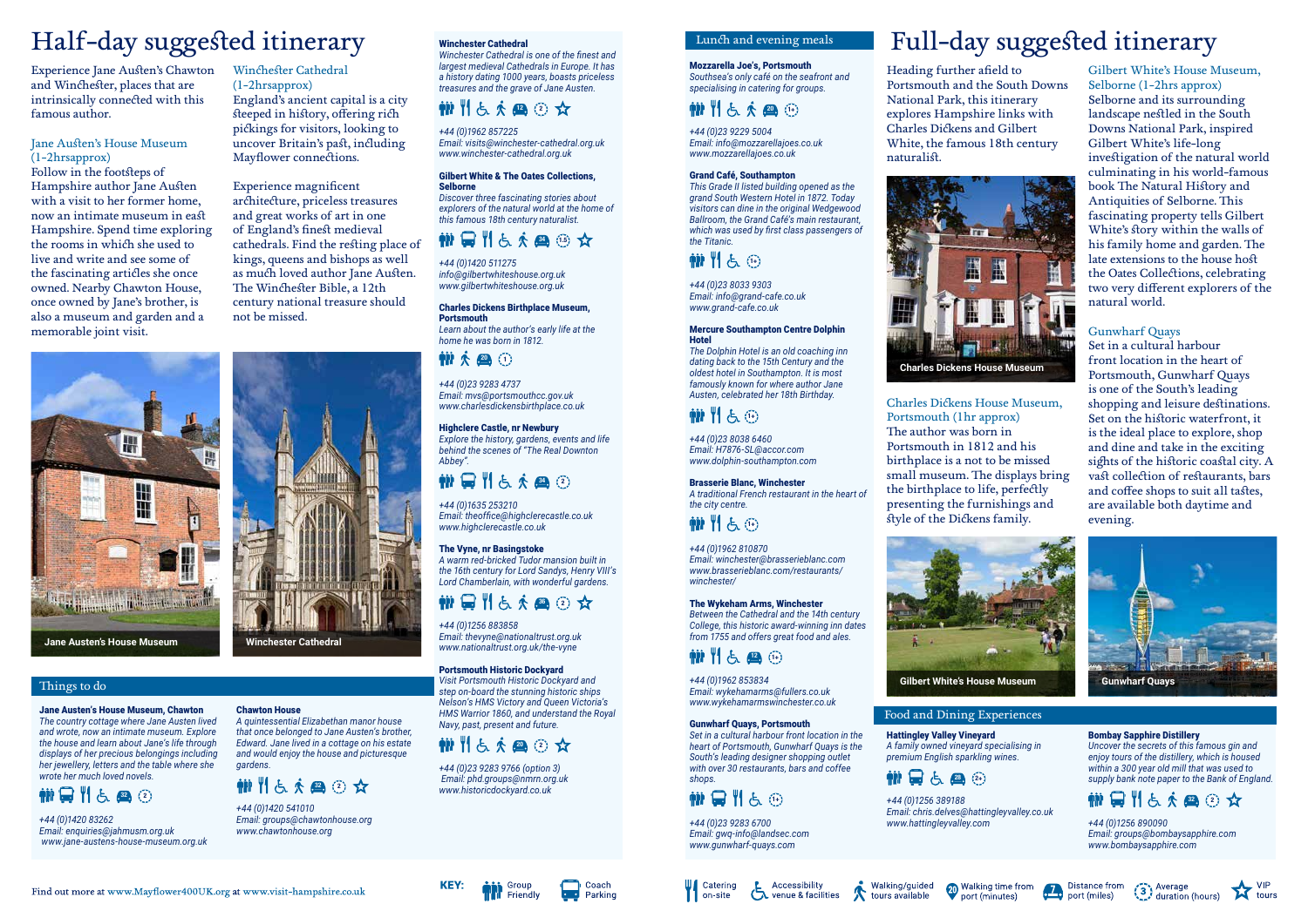# Half-day suggested itinerary

Experience Jane Austen's Chawton and Winchester, places that are intrinsically connected with this famous author.

## Jane Austen's House Museum (1-2hrsapprox)

Follow in the footsteps of Hampshire author Jane Austen with a visit to her former home, now an intimate museum in east Hampshire. Spend time exploring the rooms in which she used to live and write and see some of the fascinating articles she once owned. Nearby Chawton House, once owned by Jane's brother, is also a museum and garden and a memorable joint visit.

## Winchester Cathedral (1-2hrsapprox)

England's ancient capital is a city steeped in history, offering rich pickings for visitors, looking to uncover Britain's past, including Mayflower connections.

Experience magnificent architecture, priceless treasures and great works of art in one of England's finest medieval cathedrals. Find the resting place of kings, queens and bishops as well as much loved author Jane Austen. The Winchester Bible, a 12th century national treasure should not be missed.

Jane Austen's House Museum

Winchester Cathedral

## Things to do

**Jane Austen's House Museum, Chawton**
*The country cottage where Jane Austen lived and wrote, now an intimate museum. Explore the house and learn about Jane's life through displays of her precious belongings including her jewellery, letters and the table where she wrote her much loved novels.*

32 2

*+44 (0)1420 83262*
*Email: enquiries@jahmusm.org.uk*
*www.jane-austens-house-museum.org.uk*

**Chawton House**
*A quintessential Elizabethan manor house that once belonged to Jane Austen's brother, Edward. Jane lived in a cottage on his estate and would enjoy the house and picturesque gardens.*

32 2

*+44 (0)1420 541010*
*Email: groups@chawtonhouse.org*
*www.chawtonhouse.org*

**Winchester Cathedral**
*Winchester Cathedral is one of the finest and largest medieval Cathedrals in Europe. It has a history dating 1000 years, boasts priceless treasures and the grave of Jane Austen.*

12 2

*+44 (0)1962 857225*
*Email: visits@winchester-cathedral.org.uk*
*www.winchester-cathedral.org.uk*

**Gilbert White & The Oates Collections, Selborne**
*Discover three fascinating stories about explorers of the natural world at the home of this famous 18th century naturalist.*

34 1.5

*+44 (0)1420 511275*
*info@gilbertwhiteshouse.org.uk*
*www.gilbertwhiteshouse.org.uk*

**Charles Dickens Birthplace Museum, Portsmouth**
*Learn about the author's early life at the home he was born in 1812.*

20 1

*+44 (0)23 9283 4737*
*Email: mvs@portsmouthcc.gov.uk*
*www.charlesdickensbirthplace.co.uk*

**Highclere Castle, nr Newbury**
*Explore the history, gardens, events and life behind the scenes of "The Real Downton Abbey".*

34 2

*+44 (0)1635 253210*
*Email: theoffice@highclerecastle.co.uk*
*www.highclerecastle.co.uk*

**The Vyne, nr Basingstoke**
*A warm red-bricked Tudor mansion built in the 16th century for Lord Sandys, Henry VIII's Lord Chamberlain, with wonderful gardens.*

36 2

*+44 (0)1256 883858*
*Email: thevyne@nationaltrust.org.uk*
*www.nationaltrust.org.uk/the-vyne*

**Portsmouth Historic Dockyard**
*Visit Portsmouth Historic Dockyard and step on-board the stunning historic ships Nelson's HMS Victory and Queen Victoria's HMS Warrior 1860, and understand the Royal Navy, past, present and future.*

20 2

*+44 (0)23 9283 9766 (option 3)*
*Email: phd.groups@nmrn.org.uk*
*www.historicdockyard.co.uk*

## Lunch and evening meals

**Mozzarella Joe's, Portsmouth**
*Southsea's only café on the seafront and specialising in catering for groups.*

20 1+

*+44 (0)23 9229 5004*
*Email: info@mozzarellajoes.co.uk*
*www.mozzarellajoes.co.uk*

**Grand Café, Southampton**
*This Grade II listed building opened as the grand South Western Hotel in 1872. Today visitors can dine in the original Wedgewood Ballroom, the Grand Café's main restaurant, which was used by first class passengers of the Titanic.*

1+

*+44 (0)23 8033 9303*
*Email: info@grand-cafe.co.uk*
*www.grand-cafe.co.uk*

**Mercure Southampton Centre Dolphin Hotel**
*The Dolphin Hotel is an old coaching inn dating back to the 15th Century and the oldest hotel in Southampton. It is most famously known for where author Jane Austen, celebrated her 18th Birthday.*

1+

*+44 (0)23 8038 6460*
*Email: H7876-SL@accor.com*
*www.dolphin-southampton.com*

**Brasserie Blanc, Winchester**
*A traditional French restaurant in the heart of the city centre.*

1+

*+44 (0)1962 810870*
*Email: winchester@brasserieblanc.com*
*www.brasserieblanc.com/restaurants/winchester/*

**The Wykeham Arms, Winchester**
*Between the Cathedral and the 14th century College, this historic award-winning inn dates from 1755 and offers great food and ales.*

12 1+

*+44 (0)1962 853834*
*Email: wykehamarms@fullers.co.uk*
*www.wykehamarmswinchester.co.uk*

**Gunwharf Quays, Portsmouth**
*Set in a cultural harbour front location in the heart of Portsmouth, Gunwharf Quays is the South's leading designer shopping outlet with over 30 restaurants, bars and coffee shops.*

1+

*+44 (0)23 9283 6700*
*Email: gwq-info@landsec.com*
*www.gunwharf-quays.com*

# Full-day suggested itinerary

Heading further afield to Portsmouth and the South Downs National Park, this itinerary explores Hampshire links with Charles Dickens and Gilbert White, the famous 18th century naturalist.

Charles Dickens House Museum

## Charles Dickens House Museum, Portsmouth (1hr approx)

The author was born in Portsmouth in 1812 and his birthplace is a not to be missed small museum. The displays bring the birthplace to life, perfectly presenting the furnishings and style of the Dickens family.

## Gilbert White's House Museum, Selborne (1-2hrs approx)

Selborne and its surrounding landscape nestled in the South Downs National Park, inspired Gilbert White's life-long investigation of the natural world culminating in his world-famous book The Natural History and Antiquities of Selborne. This fascinating property tells Gilbert White's story within the walls of his family home and garden. The late extensions to the house host the Oates Collections, celebrating two very different explorers of the natural world.

## Gunwharf Quays

Set in a cultural harbour front location in the heart of Portsmouth, Gunwharf Quays is one of the South's leading shopping and leisure destinations. Set on the historic waterfront, it is the ideal place to explore, shop and dine and take in the exciting sights of the historic coastal city. A vast collection of restaurants, bars and coffee shops to suit all tastes, are available both daytime and evening.

Gilbert White's House Museum

Gunwharf Quays

## Food and Dining Experiences

**Hattingley Valley Vineyard**
*A family owned vineyard specialising in premium English sparkling wines.*

28 2+

*+44 (0)1256 389188*
*Email: chris.delves@hattingleyvalley.co.uk*
*www.hattingleyvalley.com*

**Bombay Sapphire Distillery**
*Uncover the secrets of this famous gin and enjoy tours of the distillery, which is housed within a 300 year old mill that was used to supply bank note paper to the Bank of England.*

32 2

*+44 (0)1256 890090*
*Email: groups@bombaysapphire.com*
*www.bombaysapphire.com*

Find out more at www.Mayflower400UK.org at www.visit-hampshire.co.uk

**KEY:** Group Friendly | Coach Parking | Catering on-site | Accessibility venue & facilities | Walking/guided tours available | Walking time from port (minutes) | Distance from port (miles) | Average duration (hours) | VIP tours